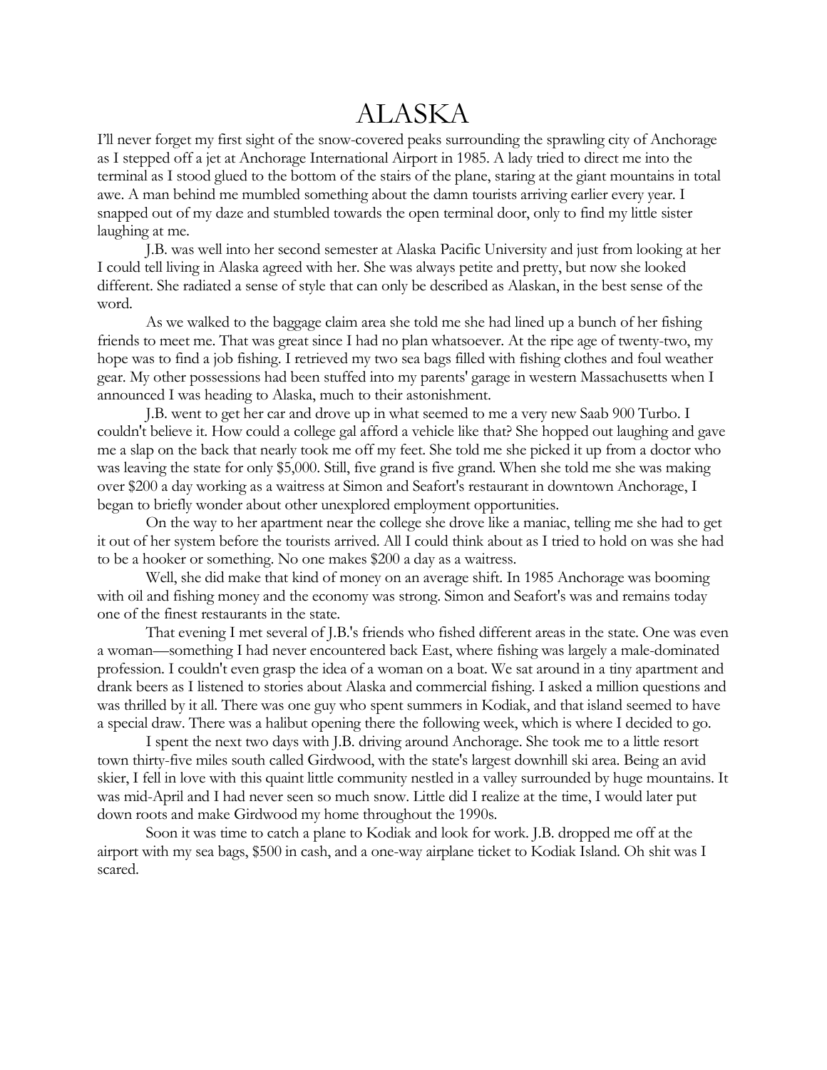# ALASKA

I'll never forget my first sight of the snow-covered peaks surrounding the sprawling city of Anchorage as I stepped off a jet at Anchorage International Airport in 1985. A lady tried to direct me into the terminal as I stood glued to the bottom of the stairs of the plane, staring at the giant mountains in total awe. A man behind me mumbled something about the damn tourists arriving earlier every year. I snapped out of my daze and stumbled towards the open terminal door, only to find my little sister laughing at me.

J.B. was well into her second semester at Alaska Pacific University and just from looking at her I could tell living in Alaska agreed with her. She was always petite and pretty, but now she looked different. She radiated a sense of style that can only be described as Alaskan, in the best sense of the word.

As we walked to the baggage claim area she told me she had lined up a bunch of her fishing friends to meet me. That was great since I had no plan whatsoever. At the ripe age of twenty-two, my hope was to find a job fishing. I retrieved my two sea bags filled with fishing clothes and foul weather gear. My other possessions had been stuffed into my parents' garage in western Massachusetts when I announced I was heading to Alaska, much to their astonishment.

J.B. went to get her car and drove up in what seemed to me a very new Saab 900 Turbo. I couldn't believe it. How could a college gal afford a vehicle like that? She hopped out laughing and gave me a slap on the back that nearly took me off my feet. She told me she picked it up from a doctor who was leaving the state for only $5,000. Still, five grand is five grand. When she told me she was making over $200 a day working as a waitress at Simon and Seafort's restaurant in downtown Anchorage, I began to briefly wonder about other unexplored employment opportunities.

On the way to her apartment near the college she drove like a maniac, telling me she had to get it out of her system before the tourists arrived. All I could think about as I tried to hold on was she had to be a hooker or something. No one makes $200 a day as a waitress.

Well, she did make that kind of money on an average shift. In 1985 Anchorage was booming with oil and fishing money and the economy was strong. Simon and Seafort's was and remains today one of the finest restaurants in the state.

That evening I met several of J.B.'s friends who fished different areas in the state. One was even a woman—something I had never encountered back East, where fishing was largely a male-dominated profession. I couldn't even grasp the idea of a woman on a boat. We sat around in a tiny apartment and drank beers as I listened to stories about Alaska and commercial fishing. I asked a million questions and was thrilled by it all. There was one guy who spent summers in Kodiak, and that island seemed to have a special draw. There was a halibut opening there the following week, which is where I decided to go.

I spent the next two days with J.B. driving around Anchorage. She took me to a little resort town thirty-five miles south called Girdwood, with the state's largest downhill ski area. Being an avid skier, I fell in love with this quaint little community nestled in a valley surrounded by huge mountains. It was mid-April and I had never seen so much snow. Little did I realize at the time, I would later put down roots and make Girdwood my home throughout the 1990s.

Soon it was time to catch a plane to Kodiak and look for work. J.B. dropped me off at the airport with my sea bags, $500 in cash, and a one-way airplane ticket to Kodiak Island. Oh shit was I scared.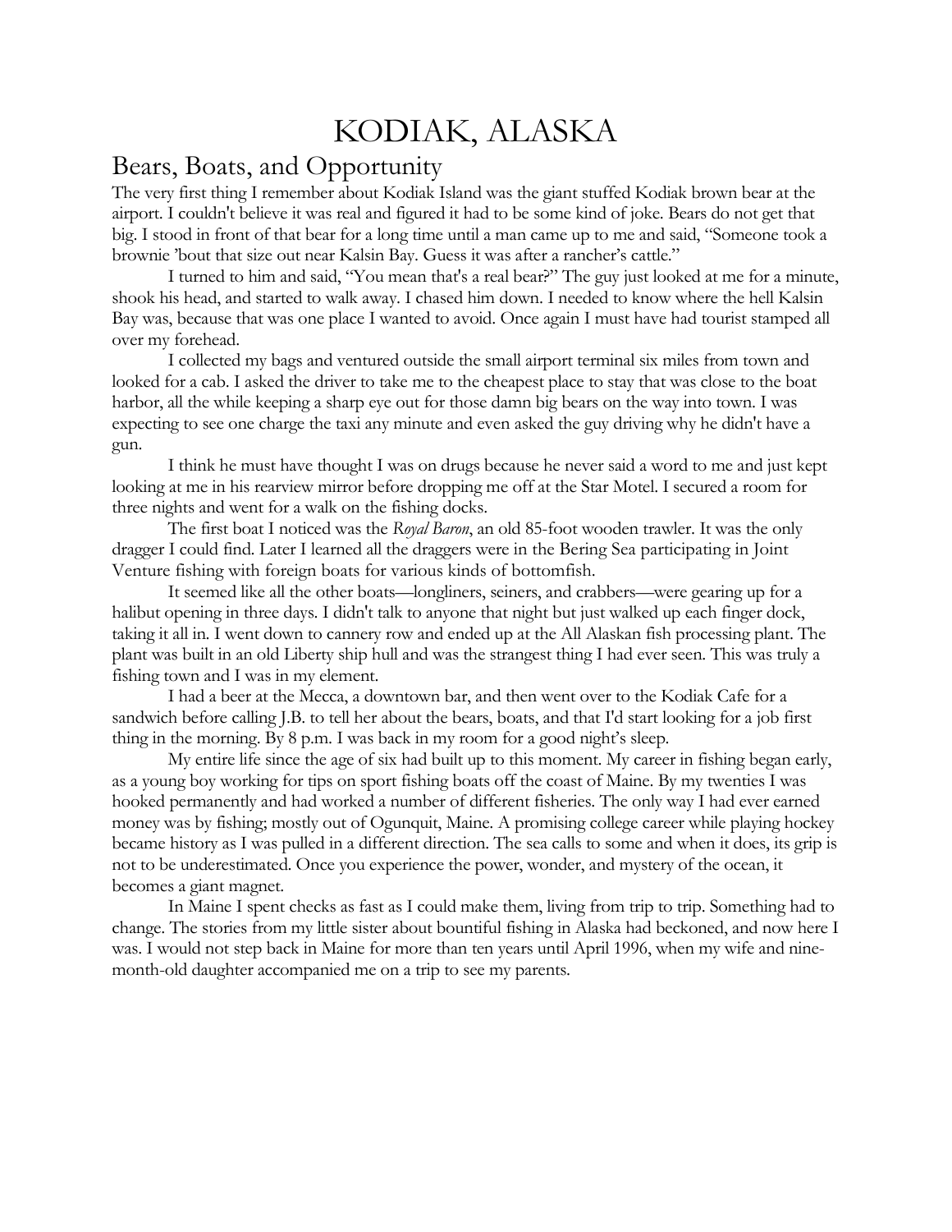# KODIAK, ALASKA

## Bears, Boats, and Opportunity

The very first thing I remember about Kodiak Island was the giant stuffed Kodiak brown bear at the airport. I couldn't believe it was real and figured it had to be some kind of joke. Bears do not get that big. I stood in front of that bear for a long time until a man came up to me and said, "Someone took a brownie 'bout that size out near Kalsin Bay. Guess it was after a rancher's cattle."

I turned to him and said, "You mean that's a real bear?" The guy just looked at me for a minute, shook his head, and started to walk away. I chased him down. I needed to know where the hell Kalsin Bay was, because that was one place I wanted to avoid. Once again I must have had tourist stamped all over my forehead.

I collected my bags and ventured outside the small airport terminal six miles from town and looked for a cab. I asked the driver to take me to the cheapest place to stay that was close to the boat harbor, all the while keeping a sharp eye out for those damn big bears on the way into town. I was expecting to see one charge the taxi any minute and even asked the guy driving why he didn't have a gun.

I think he must have thought I was on drugs because he never said a word to me and just kept looking at me in his rearview mirror before dropping me off at the Star Motel. I secured a room for three nights and went for a walk on the fishing docks.

The first boat I noticed was the *Royal Baron*, an old 85-foot wooden trawler. It was the only dragger I could find. Later I learned all the draggers were in the Bering Sea participating in Joint Venture fishing with foreign boats for various kinds of bottomfish.

It seemed like all the other boats—longliners, seiners, and crabbers—were gearing up for a halibut opening in three days. I didn't talk to anyone that night but just walked up each finger dock, taking it all in. I went down to cannery row and ended up at the All Alaskan fish processing plant. The plant was built in an old Liberty ship hull and was the strangest thing I had ever seen. This was truly a fishing town and I was in my element.

I had a beer at the Mecca, a downtown bar, and then went over to the Kodiak Cafe for a sandwich before calling J.B. to tell her about the bears, boats, and that I'd start looking for a job first thing in the morning. By 8 p.m. I was back in my room for a good night's sleep.

My entire life since the age of six had built up to this moment. My career in fishing began early, as a young boy working for tips on sport fishing boats off the coast of Maine. By my twenties I was hooked permanently and had worked a number of different fisheries. The only way I had ever earned money was by fishing; mostly out of Ogunquit, Maine. A promising college career while playing hockey became history as I was pulled in a different direction. The sea calls to some and when it does, its grip is not to be underestimated. Once you experience the power, wonder, and mystery of the ocean, it becomes a giant magnet.

In Maine I spent checks as fast as I could make them, living from trip to trip. Something had to change. The stories from my little sister about bountiful fishing in Alaska had beckoned, and now here I was. I would not step back in Maine for more than ten years until April 1996, when my wife and nine-month-old daughter accompanied me on a trip to see my parents.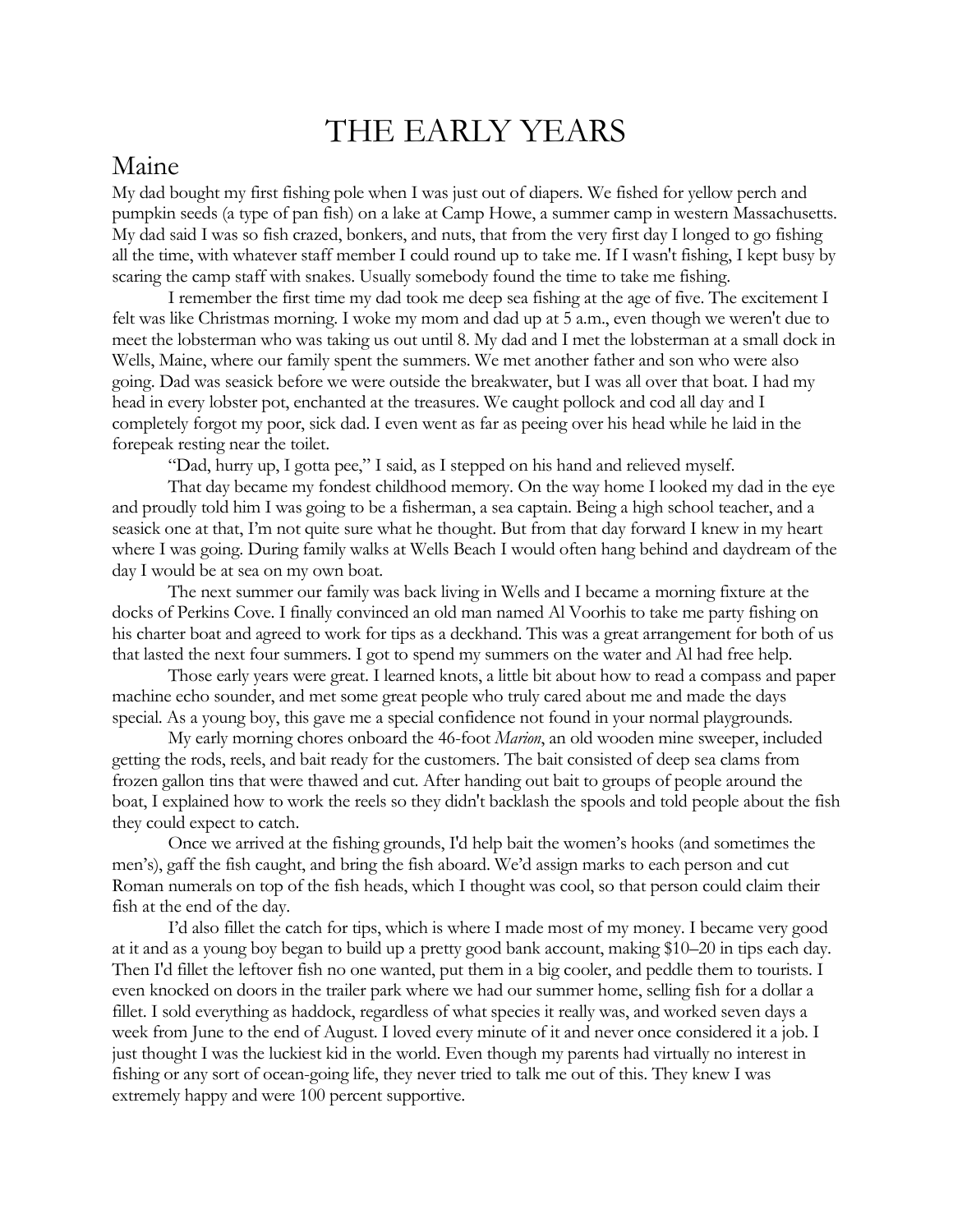# THE EARLY YEARS

## Maine

My dad bought my first fishing pole when I was just out of diapers. We fished for yellow perch and pumpkin seeds (a type of pan fish) on a lake at Camp Howe, a summer camp in western Massachusetts. My dad said I was so fish crazed, bonkers, and nuts, that from the very first day I longed to go fishing all the time, with whatever staff member I could round up to take me. If I wasn't fishing, I kept busy by scaring the camp staff with snakes. Usually somebody found the time to take me fishing.

I remember the first time my dad took me deep sea fishing at the age of five. The excitement I felt was like Christmas morning. I woke my mom and dad up at 5 a.m., even though we weren't due to meet the lobsterman who was taking us out until 8. My dad and I met the lobsterman at a small dock in Wells, Maine, where our family spent the summers. We met another father and son who were also going. Dad was seasick before we were outside the breakwater, but I was all over that boat. I had my head in every lobster pot, enchanted at the treasures. We caught pollock and cod all day and I completely forgot my poor, sick dad. I even went as far as peeing over his head while he laid in the forepeak resting near the toilet.

"Dad, hurry up, I gotta pee," I said, as I stepped on his hand and relieved myself.

That day became my fondest childhood memory. On the way home I looked my dad in the eye and proudly told him I was going to be a fisherman, a sea captain. Being a high school teacher, and a seasick one at that, I'm not quite sure what he thought. But from that day forward I knew in my heart where I was going. During family walks at Wells Beach I would often hang behind and daydream of the day I would be at sea on my own boat.

The next summer our family was back living in Wells and I became a morning fixture at the docks of Perkins Cove. I finally convinced an old man named Al Voorhis to take me party fishing on his charter boat and agreed to work for tips as a deckhand. This was a great arrangement for both of us that lasted the next four summers. I got to spend my summers on the water and Al had free help.

Those early years were great. I learned knots, a little bit about how to read a compass and paper machine echo sounder, and met some great people who truly cared about me and made the days special. As a young boy, this gave me a special confidence not found in your normal playgrounds.

My early morning chores onboard the 46-foot *Marion*, an old wooden mine sweeper, included getting the rods, reels, and bait ready for the customers. The bait consisted of deep sea clams from frozen gallon tins that were thawed and cut. After handing out bait to groups of people around the boat, I explained how to work the reels so they didn't backlash the spools and told people about the fish they could expect to catch.

Once we arrived at the fishing grounds, I'd help bait the women's hooks (and sometimes the men's), gaff the fish caught, and bring the fish aboard. We'd assign marks to each person and cut Roman numerals on top of the fish heads, which I thought was cool, so that person could claim their fish at the end of the day.

I'd also fillet the catch for tips, which is where I made most of my money. I became very good at it and as a young boy began to build up a pretty good bank account, making $10–20 in tips each day. Then I'd fillet the leftover fish no one wanted, put them in a big cooler, and peddle them to tourists. I even knocked on doors in the trailer park where we had our summer home, selling fish for a dollar a fillet. I sold everything as haddock, regardless of what species it really was, and worked seven days a week from June to the end of August. I loved every minute of it and never once considered it a job. I just thought I was the luckiest kid in the world. Even though my parents had virtually no interest in fishing or any sort of ocean-going life, they never tried to talk me out of this. They knew I was extremely happy and were 100 percent supportive.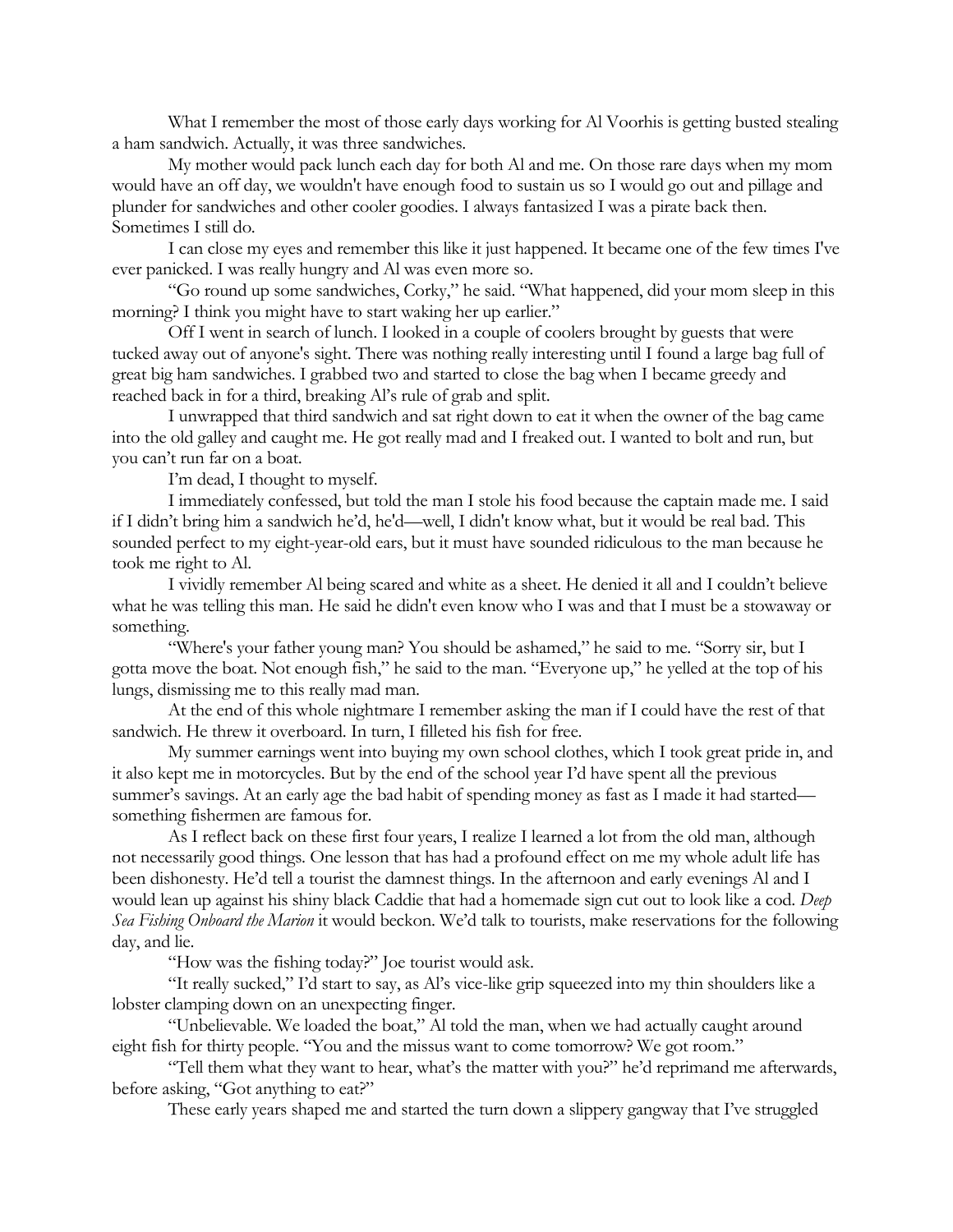What I remember the most of those early days working for Al Voorhis is getting busted stealing a ham sandwich. Actually, it was three sandwiches.

My mother would pack lunch each day for both Al and me. On those rare days when my mom would have an off day, we wouldn't have enough food to sustain us so I would go out and pillage and plunder for sandwiches and other cooler goodies. I always fantasized I was a pirate back then. Sometimes I still do.

I can close my eyes and remember this like it just happened. It became one of the few times I've ever panicked. I was really hungry and Al was even more so.

"Go round up some sandwiches, Corky," he said. "What happened, did your mom sleep in this morning? I think you might have to start waking her up earlier."

Off I went in search of lunch. I looked in a couple of coolers brought by guests that were tucked away out of anyone's sight. There was nothing really interesting until I found a large bag full of great big ham sandwiches. I grabbed two and started to close the bag when I became greedy and reached back in for a third, breaking Al's rule of grab and split.

I unwrapped that third sandwich and sat right down to eat it when the owner of the bag came into the old galley and caught me. He got really mad and I freaked out. I wanted to bolt and run, but you can't run far on a boat.

I'm dead, I thought to myself.

I immediately confessed, but told the man I stole his food because the captain made me. I said if I didn't bring him a sandwich he'd, he'd—well, I didn't know what, but it would be real bad. This sounded perfect to my eight-year-old ears, but it must have sounded ridiculous to the man because he took me right to Al.

I vividly remember Al being scared and white as a sheet. He denied it all and I couldn't believe what he was telling this man. He said he didn't even know who I was and that I must be a stowaway or something.

"Where's your father young man? You should be ashamed," he said to me. "Sorry sir, but I gotta move the boat. Not enough fish," he said to the man. "Everyone up," he yelled at the top of his lungs, dismissing me to this really mad man.

At the end of this whole nightmare I remember asking the man if I could have the rest of that sandwich. He threw it overboard. In turn, I filleted his fish for free.

My summer earnings went into buying my own school clothes, which I took great pride in, and it also kept me in motorcycles. But by the end of the school year I'd have spent all the previous summer's savings. At an early age the bad habit of spending money as fast as I made it had started—something fishermen are famous for.

As I reflect back on these first four years, I realize I learned a lot from the old man, although not necessarily good things. One lesson that has had a profound effect on me my whole adult life has been dishonesty. He'd tell a tourist the damnest things. In the afternoon and early evenings Al and I would lean up against his shiny black Caddie that had a homemade sign cut out to look like a cod. *Deep Sea Fishing Onboard the Marion* it would beckon. We'd talk to tourists, make reservations for the following day, and lie.

"How was the fishing today?" Joe tourist would ask.

"It really sucked," I'd start to say, as Al's vice-like grip squeezed into my thin shoulders like a lobster clamping down on an unexpecting finger.

"Unbelievable. We loaded the boat," Al told the man, when we had actually caught around eight fish for thirty people. "You and the missus want to come tomorrow? We got room."

"Tell them what they want to hear, what's the matter with you?" he'd reprimand me afterwards, before asking, "Got anything to eat?"

These early years shaped me and started the turn down a slippery gangway that I've struggled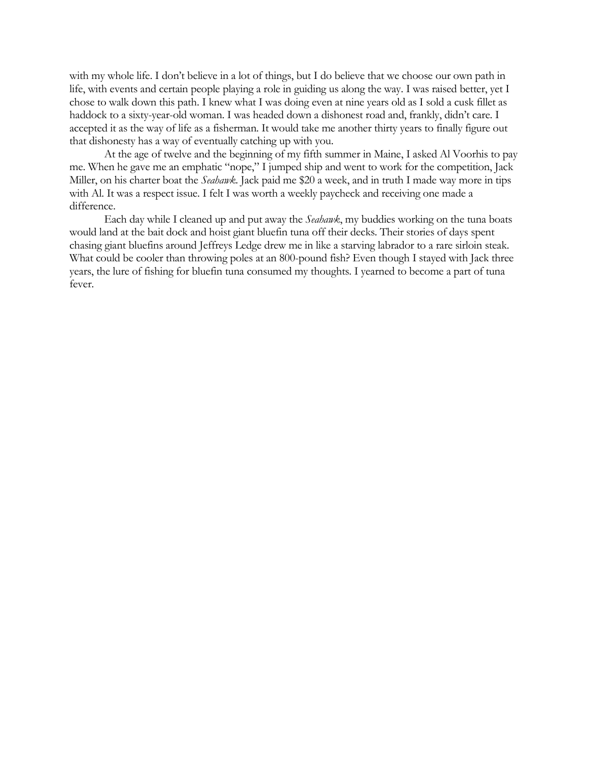with my whole life. I don't believe in a lot of things, but I do believe that we choose our own path in life, with events and certain people playing a role in guiding us along the way. I was raised better, yet I chose to walk down this path. I knew what I was doing even at nine years old as I sold a cusk fillet as haddock to a sixty-year-old woman. I was headed down a dishonest road and, frankly, didn't care. I accepted it as the way of life as a fisherman. It would take me another thirty years to finally figure out that dishonesty has a way of eventually catching up with you.

At the age of twelve and the beginning of my fifth summer in Maine, I asked Al Voorhis to pay me. When he gave me an emphatic "nope," I jumped ship and went to work for the competition, Jack Miller, on his charter boat the *Seahawk*. Jack paid me $20 a week, and in truth I made way more in tips with Al. It was a respect issue. I felt I was worth a weekly paycheck and receiving one made a difference.

Each day while I cleaned up and put away the *Seahawk*, my buddies working on the tuna boats would land at the bait dock and hoist giant bluefin tuna off their decks. Their stories of days spent chasing giant bluefins around Jeffreys Ledge drew me in like a starving labrador to a rare sirloin steak. What could be cooler than throwing poles at an 800-pound fish? Even though I stayed with Jack three years, the lure of fishing for bluefin tuna consumed my thoughts. I yearned to become a part of tuna fever.